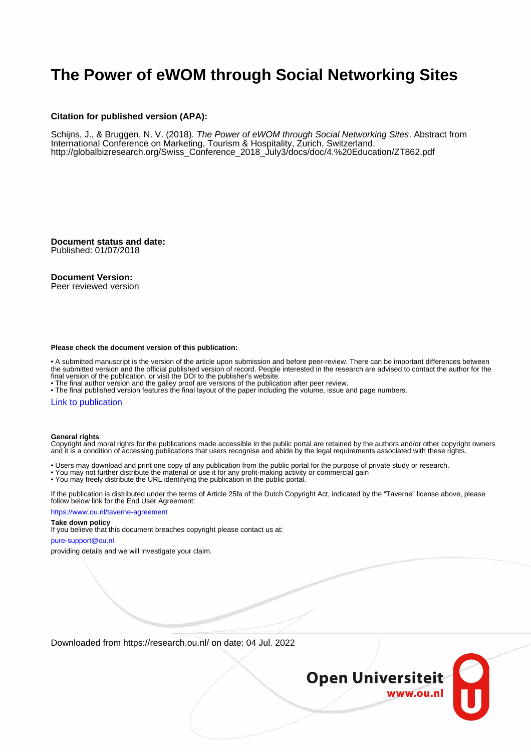# The Power of eWOM through Social Networking Sites

**Citation for published version (APA):**

Schijns, J., & Bruggen, N. V. (2018). *The Power of eWOM through Social Networking Sites*. Abstract from International Conference on Marketing, Tourism & Hospitality, Zurich, Switzerland.
http://globalbizresearch.org/Swiss_Conference_2018_July3/docs/doc/4.%20Education/ZT862.pdf

**Document status and date:**
Published: 01/07/2018

**Document Version:**
Peer reviewed version

**Please check the document version of this publication:**

• A submitted manuscript is the version of the article upon submission and before peer-review. There can be important differences between the submitted version and the official published version of record. People interested in the research are advised to contact the author for the final version of the publication, or visit the DOI to the publisher's website.
• The final author version and the galley proof are versions of the publication after peer review.
• The final published version features the final layout of the paper including the volume, issue and page numbers.

Link to publication

**General rights**
Copyright and moral rights for the publications made accessible in the public portal are retained by the authors and/or other copyright owners and it is a condition of accessing publications that users recognise and abide by the legal requirements associated with these rights.

• Users may download and print one copy of any publication from the public portal for the purpose of private study or research.
• You may not further distribute the material or use it for any profit-making activity or commercial gain
• You may freely distribute the URL identifying the publication in the public portal.

If the publication is distributed under the terms of Article 25fa of the Dutch Copyright Act, indicated by the "Taverne" license above, please follow below link for the End User Agreement:

https://www.ou.nl/taverne-agreement

**Take down policy**
If you believe that this document breaches copyright please contact us at:

pure-support@ou.nl

providing details and we will investigate your claim.

Downloaded from https://research.ou.nl/ on date: 04 Jul. 2022

Open Universiteit
www.ou.nl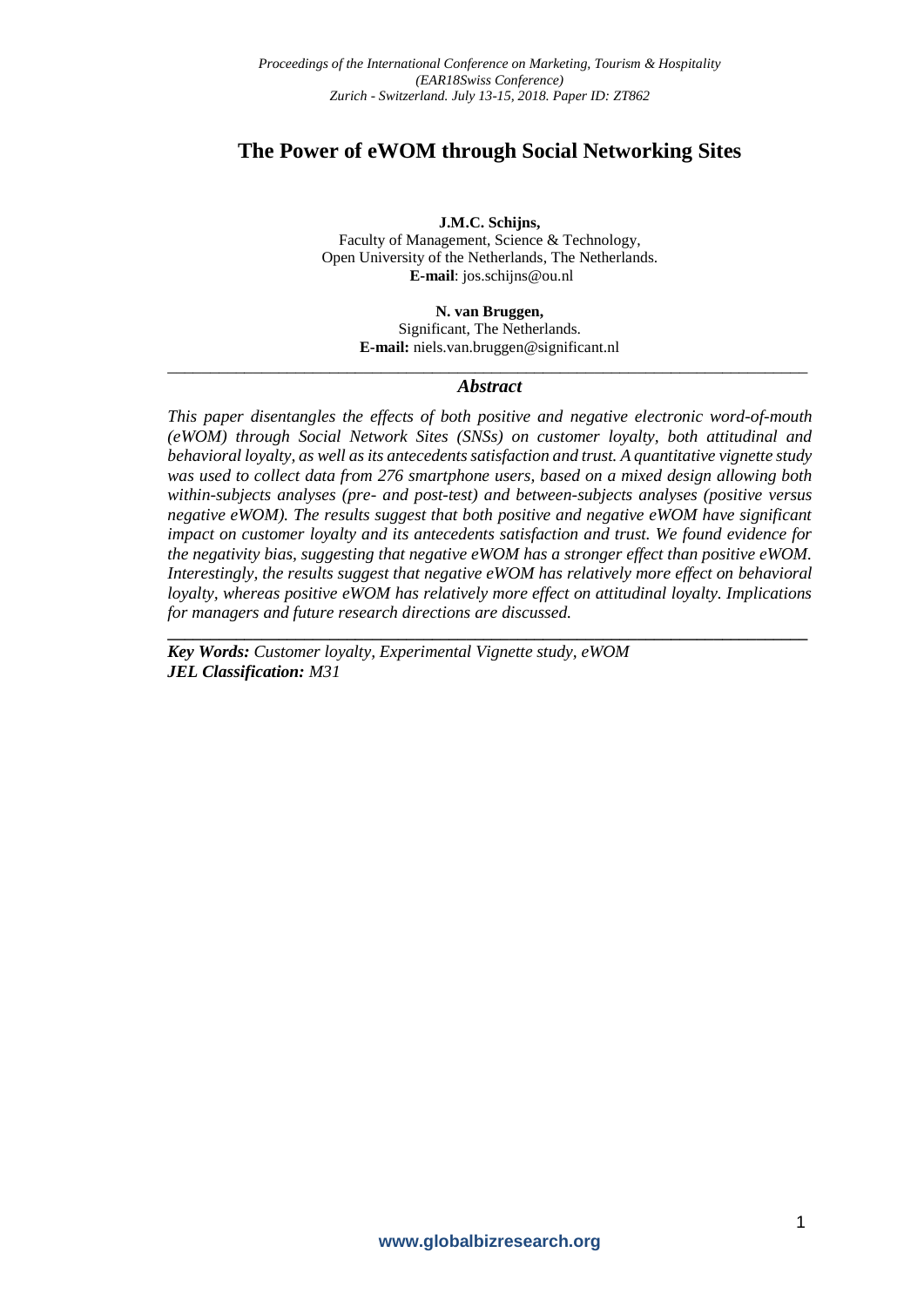# The Power of eWOM through Social Networking Sites

**J.M.C. Schijns,**
Faculty of Management, Science & Technology,
Open University of the Netherlands, The Netherlands.
**E-mail**: jos.schijns@ou.nl

**N. van Bruggen,**
Significant, The Netherlands.
**E-mail:** niels.van.bruggen@significant.nl

---

***Abstract***

*This paper disentangles the effects of both positive and negative electronic word-of-mouth (eWOM) through Social Network Sites (SNSs) on customer loyalty, both attitudinal and behavioral loyalty, as well as its antecedents satisfaction and trust. A quantitative vignette study was used to collect data from 276 smartphone users, based on a mixed design allowing both within-subjects analyses (pre- and post-test) and between-subjects analyses (positive versus negative eWOM). The results suggest that both positive and negative eWOM have significant impact on customer loyalty and its antecedents satisfaction and trust. We found evidence for the negativity bias, suggesting that negative eWOM has a stronger effect than positive eWOM. Interestingly, the results suggest that negative eWOM has relatively more effect on behavioral loyalty, whereas positive eWOM has relatively more effect on attitudinal loyalty. Implications for managers and future research directions are discussed.*

---

***Key Words:*** *Customer loyalty, Experimental Vignette study, eWOM*
***JEL Classification:*** *M31*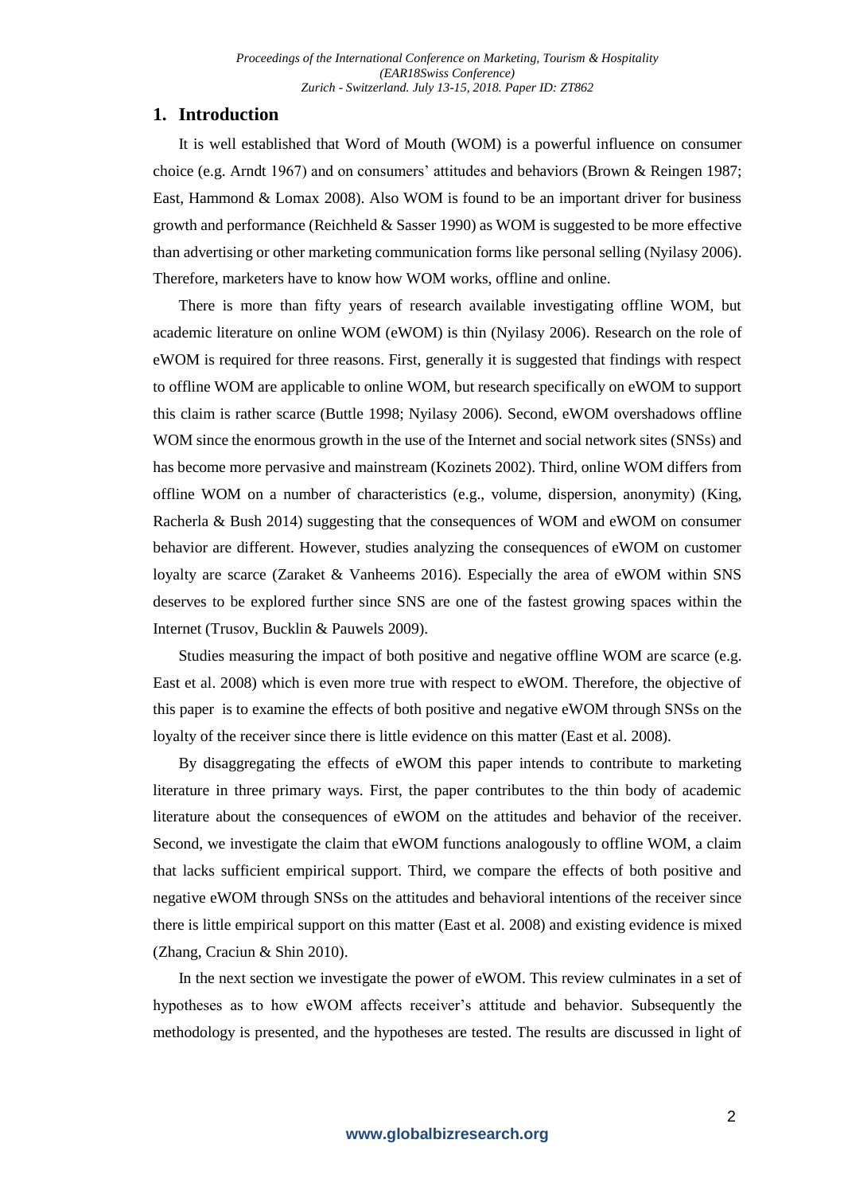## 1. Introduction

It is well established that Word of Mouth (WOM) is a powerful influence on consumer choice (e.g. Arndt 1967) and on consumers' attitudes and behaviors (Brown & Reingen 1987; East, Hammond & Lomax 2008). Also WOM is found to be an important driver for business growth and performance (Reichheld & Sasser 1990) as WOM is suggested to be more effective than advertising or other marketing communication forms like personal selling (Nyilasy 2006). Therefore, marketers have to know how WOM works, offline and online.

There is more than fifty years of research available investigating offline WOM, but academic literature on online WOM (eWOM) is thin (Nyilasy 2006). Research on the role of eWOM is required for three reasons. First, generally it is suggested that findings with respect to offline WOM are applicable to online WOM, but research specifically on eWOM to support this claim is rather scarce (Buttle 1998; Nyilasy 2006). Second, eWOM overshadows offline WOM since the enormous growth in the use of the Internet and social network sites (SNSs) and has become more pervasive and mainstream (Kozinets 2002). Third, online WOM differs from offline WOM on a number of characteristics (e.g., volume, dispersion, anonymity) (King, Racherla & Bush 2014) suggesting that the consequences of WOM and eWOM on consumer behavior are different. However, studies analyzing the consequences of eWOM on customer loyalty are scarce (Zaraket & Vanheems 2016). Especially the area of eWOM within SNS deserves to be explored further since SNS are one of the fastest growing spaces within the Internet (Trusov, Bucklin & Pauwels 2009).

Studies measuring the impact of both positive and negative offline WOM are scarce (e.g. East et al. 2008) which is even more true with respect to eWOM. Therefore, the objective of this paper is to examine the effects of both positive and negative eWOM through SNSs on the loyalty of the receiver since there is little evidence on this matter (East et al. 2008).

By disaggregating the effects of eWOM this paper intends to contribute to marketing literature in three primary ways. First, the paper contributes to the thin body of academic literature about the consequences of eWOM on the attitudes and behavior of the receiver. Second, we investigate the claim that eWOM functions analogously to offline WOM, a claim that lacks sufficient empirical support. Third, we compare the effects of both positive and negative eWOM through SNSs on the attitudes and behavioral intentions of the receiver since there is little empirical support on this matter (East et al. 2008) and existing evidence is mixed (Zhang, Craciun & Shin 2010).

In the next section we investigate the power of eWOM. This review culminates in a set of hypotheses as to how eWOM affects receiver's attitude and behavior. Subsequently the methodology is presented, and the hypotheses are tested. The results are discussed in light of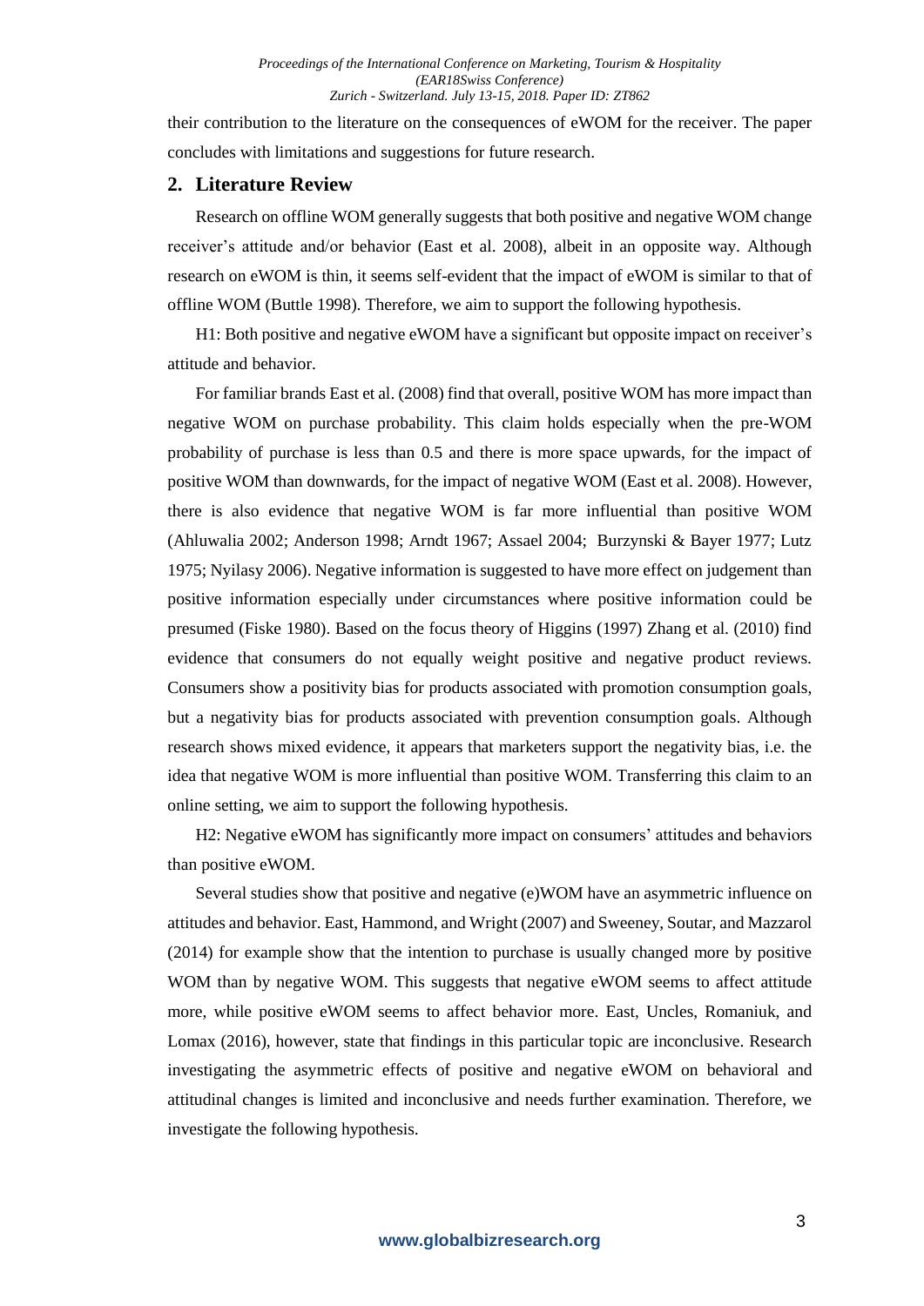their contribution to the literature on the consequences of eWOM for the receiver. The paper concludes with limitations and suggestions for future research.

## 2. Literature Review

Research on offline WOM generally suggests that both positive and negative WOM change receiver's attitude and/or behavior (East et al. 2008), albeit in an opposite way. Although research on eWOM is thin, it seems self-evident that the impact of eWOM is similar to that of offline WOM (Buttle 1998). Therefore, we aim to support the following hypothesis.

H1: Both positive and negative eWOM have a significant but opposite impact on receiver's attitude and behavior.

For familiar brands East et al. (2008) find that overall, positive WOM has more impact than negative WOM on purchase probability. This claim holds especially when the pre-WOM probability of purchase is less than 0.5 and there is more space upwards, for the impact of positive WOM than downwards, for the impact of negative WOM (East et al. 2008). However, there is also evidence that negative WOM is far more influential than positive WOM (Ahluwalia 2002; Anderson 1998; Arndt 1967; Assael 2004; Burzynski & Bayer 1977; Lutz 1975; Nyilasy 2006). Negative information is suggested to have more effect on judgement than positive information especially under circumstances where positive information could be presumed (Fiske 1980). Based on the focus theory of Higgins (1997) Zhang et al. (2010) find evidence that consumers do not equally weight positive and negative product reviews. Consumers show a positivity bias for products associated with promotion consumption goals, but a negativity bias for products associated with prevention consumption goals. Although research shows mixed evidence, it appears that marketers support the negativity bias, i.e. the idea that negative WOM is more influential than positive WOM. Transferring this claim to an online setting, we aim to support the following hypothesis.

H2: Negative eWOM has significantly more impact on consumers' attitudes and behaviors than positive eWOM.

Several studies show that positive and negative (e)WOM have an asymmetric influence on attitudes and behavior. East, Hammond, and Wright (2007) and Sweeney, Soutar, and Mazzarol (2014) for example show that the intention to purchase is usually changed more by positive WOM than by negative WOM. This suggests that negative eWOM seems to affect attitude more, while positive eWOM seems to affect behavior more. East, Uncles, Romaniuk, and Lomax (2016), however, state that findings in this particular topic are inconclusive. Research investigating the asymmetric effects of positive and negative eWOM on behavioral and attitudinal changes is limited and inconclusive and needs further examination. Therefore, we investigate the following hypothesis.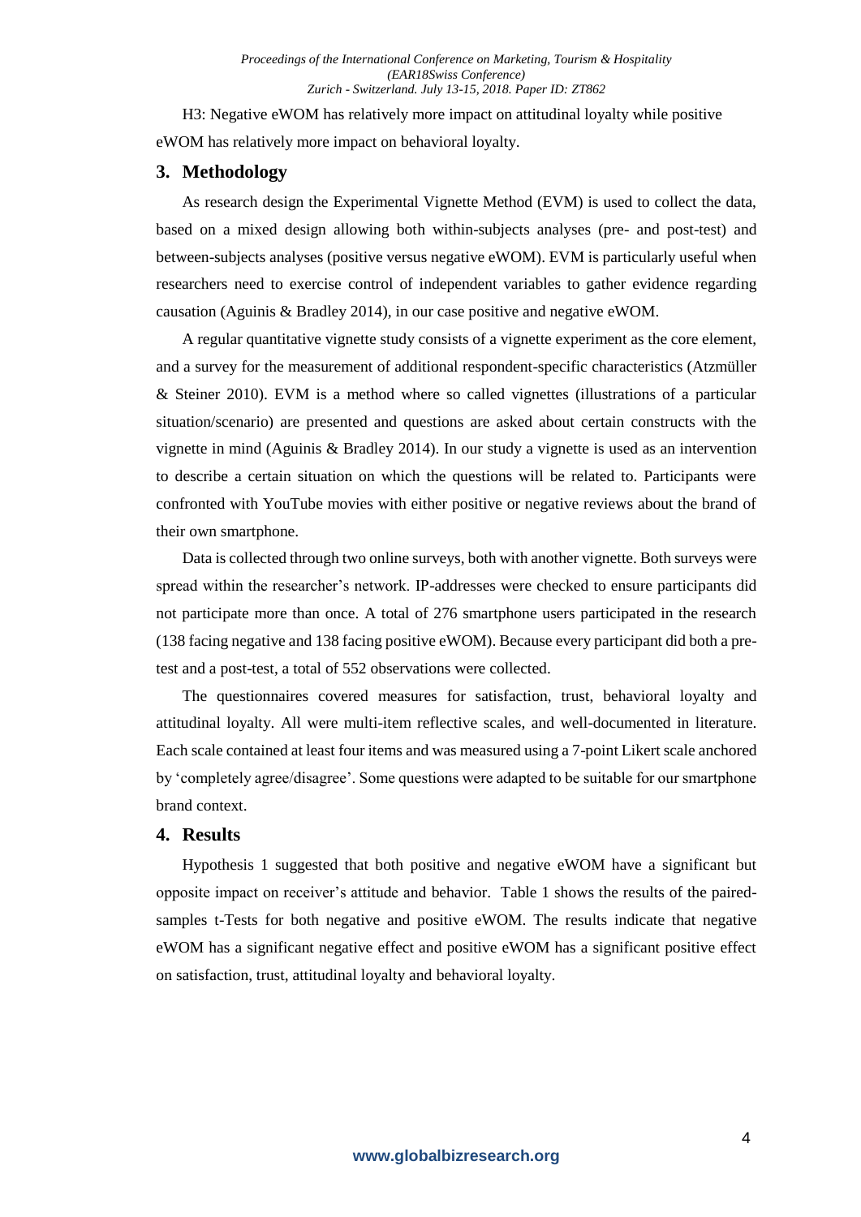H3: Negative eWOM has relatively more impact on attitudinal loyalty while positive eWOM has relatively more impact on behavioral loyalty.

## 3. Methodology

As research design the Experimental Vignette Method (EVM) is used to collect the data, based on a mixed design allowing both within-subjects analyses (pre- and post-test) and between-subjects analyses (positive versus negative eWOM). EVM is particularly useful when researchers need to exercise control of independent variables to gather evidence regarding causation (Aguinis & Bradley 2014), in our case positive and negative eWOM.

A regular quantitative vignette study consists of a vignette experiment as the core element, and a survey for the measurement of additional respondent-specific characteristics (Atzmüller & Steiner 2010). EVM is a method where so called vignettes (illustrations of a particular situation/scenario) are presented and questions are asked about certain constructs with the vignette in mind (Aguinis & Bradley 2014). In our study a vignette is used as an intervention to describe a certain situation on which the questions will be related to. Participants were confronted with YouTube movies with either positive or negative reviews about the brand of their own smartphone.

Data is collected through two online surveys, both with another vignette. Both surveys were spread within the researcher's network. IP-addresses were checked to ensure participants did not participate more than once. A total of 276 smartphone users participated in the research (138 facing negative and 138 facing positive eWOM). Because every participant did both a pre-test and a post-test, a total of 552 observations were collected.

The questionnaires covered measures for satisfaction, trust, behavioral loyalty and attitudinal loyalty. All were multi-item reflective scales, and well-documented in literature. Each scale contained at least four items and was measured using a 7-point Likert scale anchored by 'completely agree/disagree'. Some questions were adapted to be suitable for our smartphone brand context.

## 4. Results

Hypothesis 1 suggested that both positive and negative eWOM have a significant but opposite impact on receiver's attitude and behavior. Table 1 shows the results of the paired-samples t-Tests for both negative and positive eWOM. The results indicate that negative eWOM has a significant negative effect and positive eWOM has a significant positive effect on satisfaction, trust, attitudinal loyalty and behavioral loyalty.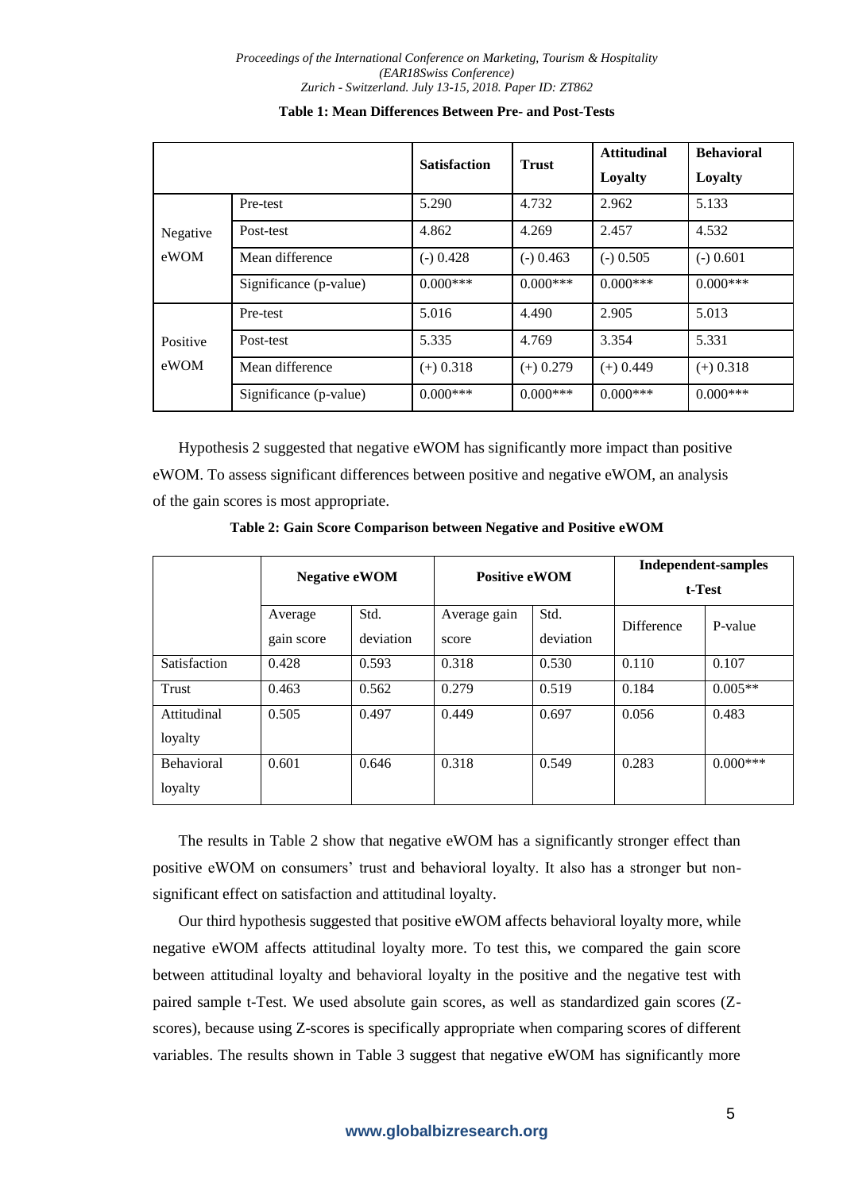**Table 1: Mean Differences Between Pre- and Post-Tests**

| | | Satisfaction | Trust | Attitudinal Loyalty | Behavioral Loyalty |
|---|---|---|---|---|---|
| Negative eWOM | Pre-test | 5.290 | 4.732 | 2.962 | 5.133 |
| | Post-test | 4.862 | 4.269 | 2.457 | 4.532 |
| | Mean difference | (-) 0.428 | (-) 0.463 | (-) 0.505 | (-) 0.601 |
| | Significance (p-value) | 0.000*** | 0.000*** | 0.000*** | 0.000*** |
| Positive eWOM | Pre-test | 5.016 | 4.490 | 2.905 | 5.013 |
| | Post-test | 5.335 | 4.769 | 3.354 | 5.331 |
| | Mean difference | (+) 0.318 | (+) 0.279 | (+) 0.449 | (+) 0.318 |
| | Significance (p-value) | 0.000*** | 0.000*** | 0.000*** | 0.000*** |

Hypothesis 2 suggested that negative eWOM has significantly more impact than positive eWOM. To assess significant differences between positive and negative eWOM, an analysis of the gain scores is most appropriate.

**Table 2: Gain Score Comparison between Negative and Positive eWOM**

| | Negative eWOM | | Positive eWOM | | Independent-samples t-Test | |
|---|---|---|---|---|---|---|
| | Average gain score | Std. deviation | Average gain score | Std. deviation | Difference | P-value |
| Satisfaction | 0.428 | 0.593 | 0.318 | 0.530 | 0.110 | 0.107 |
| Trust | 0.463 | 0.562 | 0.279 | 0.519 | 0.184 | 0.005** |
| Attitudinal loyalty | 0.505 | 0.497 | 0.449 | 0.697 | 0.056 | 0.483 |
| Behavioral loyalty | 0.601 | 0.646 | 0.318 | 0.549 | 0.283 | 0.000*** |

The results in Table 2 show that negative eWOM has a significantly stronger effect than positive eWOM on consumers' trust and behavioral loyalty. It also has a stronger but non-significant effect on satisfaction and attitudinal loyalty.

Our third hypothesis suggested that positive eWOM affects behavioral loyalty more, while negative eWOM affects attitudinal loyalty more. To test this, we compared the gain score between attitudinal loyalty and behavioral loyalty in the positive and the negative test with paired sample t-Test. We used absolute gain scores, as well as standardized gain scores (Z-scores), because using Z-scores is specifically appropriate when comparing scores of different variables. The results shown in Table 3 suggest that negative eWOM has significantly more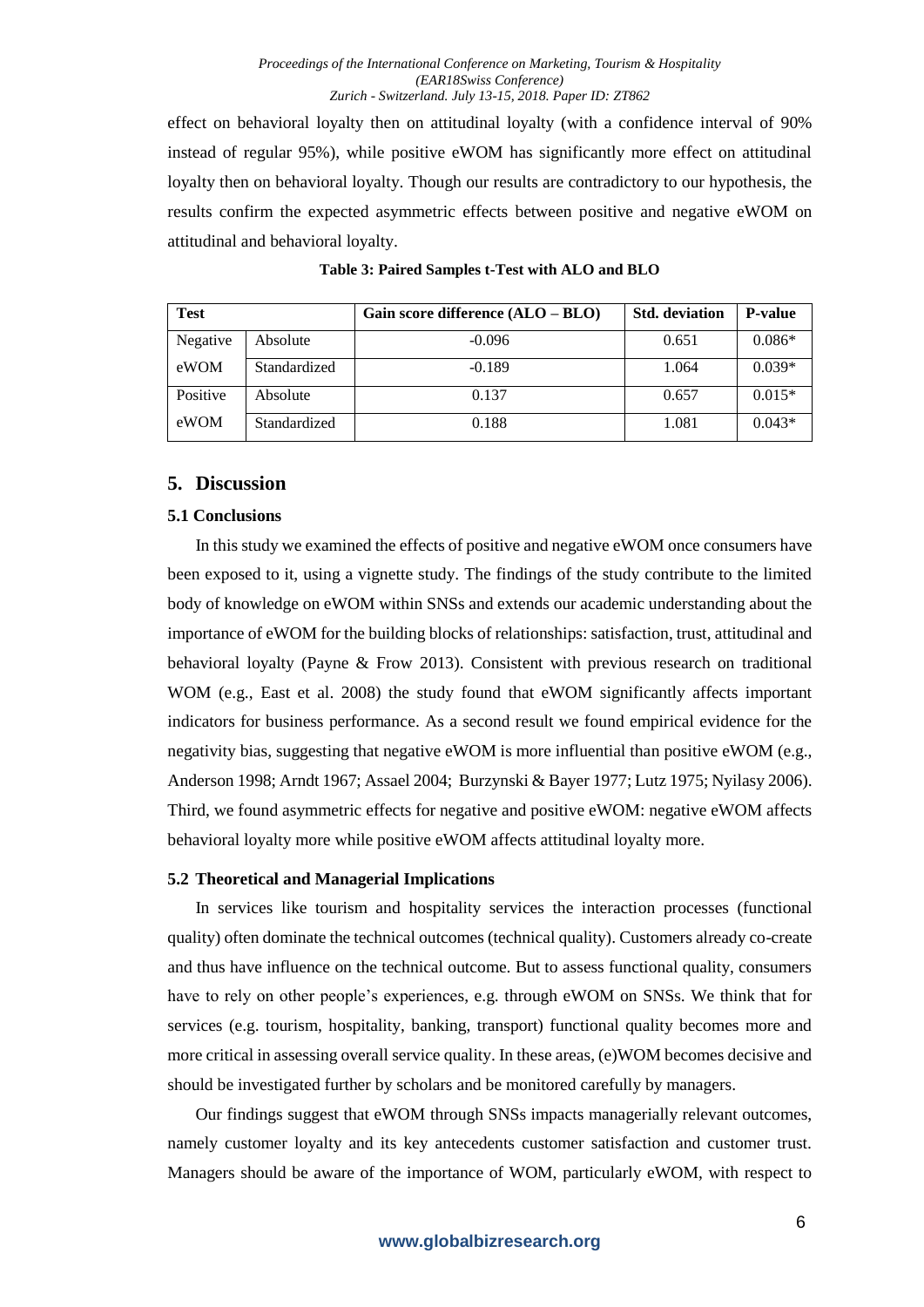effect on behavioral loyalty then on attitudinal loyalty (with a confidence interval of 90% instead of regular 95%), while positive eWOM has significantly more effect on attitudinal loyalty then on behavioral loyalty. Though our results are contradictory to our hypothesis, the results confirm the expected asymmetric effects between positive and negative eWOM on attitudinal and behavioral loyalty.

**Table 3: Paired Samples t-Test with ALO and BLO**

| Test | | Gain score difference (ALO – BLO) | Std. deviation | P-value |
|---|---|---|---|---|
| Negative eWOM | Absolute | -0.096 | 0.651 | 0.086* |
| | Standardized | -0.189 | 1.064 | 0.039* |
| Positive eWOM | Absolute | 0.137 | 0.657 | 0.015* |
| | Standardized | 0.188 | 1.081 | 0.043* |

## 5. Discussion

### 5.1 Conclusions

In this study we examined the effects of positive and negative eWOM once consumers have been exposed to it, using a vignette study. The findings of the study contribute to the limited body of knowledge on eWOM within SNSs and extends our academic understanding about the importance of eWOM for the building blocks of relationships: satisfaction, trust, attitudinal and behavioral loyalty (Payne & Frow 2013). Consistent with previous research on traditional WOM (e.g., East et al. 2008) the study found that eWOM significantly affects important indicators for business performance. As a second result we found empirical evidence for the negativity bias, suggesting that negative eWOM is more influential than positive eWOM (e.g., Anderson 1998; Arndt 1967; Assael 2004; Burzynski & Bayer 1977; Lutz 1975; Nyilasy 2006). Third, we found asymmetric effects for negative and positive eWOM: negative eWOM affects behavioral loyalty more while positive eWOM affects attitudinal loyalty more.

### 5.2 Theoretical and Managerial Implications

In services like tourism and hospitality services the interaction processes (functional quality) often dominate the technical outcomes (technical quality). Customers already co-create and thus have influence on the technical outcome. But to assess functional quality, consumers have to rely on other people's experiences, e.g. through eWOM on SNSs. We think that for services (e.g. tourism, hospitality, banking, transport) functional quality becomes more and more critical in assessing overall service quality. In these areas, (e)WOM becomes decisive and should be investigated further by scholars and be monitored carefully by managers.

Our findings suggest that eWOM through SNSs impacts managerially relevant outcomes, namely customer loyalty and its key antecedents customer satisfaction and customer trust. Managers should be aware of the importance of WOM, particularly eWOM, with respect to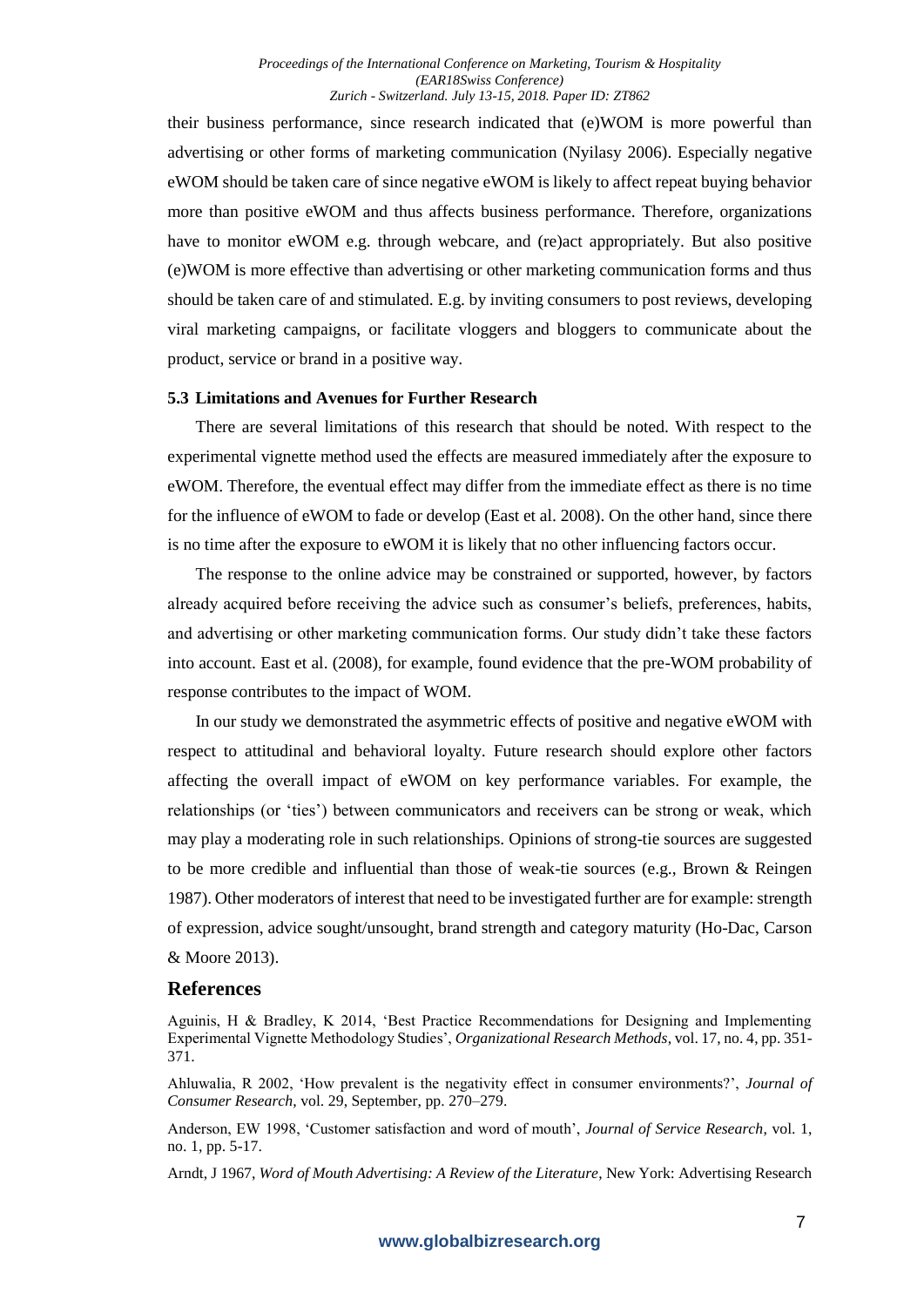their business performance, since research indicated that (e)WOM is more powerful than advertising or other forms of marketing communication (Nyilasy 2006). Especially negative eWOM should be taken care of since negative eWOM is likely to affect repeat buying behavior more than positive eWOM and thus affects business performance. Therefore, organizations have to monitor eWOM e.g. through webcare, and (re)act appropriately. But also positive (e)WOM is more effective than advertising or other marketing communication forms and thus should be taken care of and stimulated. E.g. by inviting consumers to post reviews, developing viral marketing campaigns, or facilitate vloggers and bloggers to communicate about the product, service or brand in a positive way.

### 5.3 Limitations and Avenues for Further Research

There are several limitations of this research that should be noted. With respect to the experimental vignette method used the effects are measured immediately after the exposure to eWOM. Therefore, the eventual effect may differ from the immediate effect as there is no time for the influence of eWOM to fade or develop (East et al. 2008). On the other hand, since there is no time after the exposure to eWOM it is likely that no other influencing factors occur.

The response to the online advice may be constrained or supported, however, by factors already acquired before receiving the advice such as consumer's beliefs, preferences, habits, and advertising or other marketing communication forms. Our study didn't take these factors into account. East et al. (2008), for example, found evidence that the pre-WOM probability of response contributes to the impact of WOM.

In our study we demonstrated the asymmetric effects of positive and negative eWOM with respect to attitudinal and behavioral loyalty. Future research should explore other factors affecting the overall impact of eWOM on key performance variables. For example, the relationships (or 'ties') between communicators and receivers can be strong or weak, which may play a moderating role in such relationships. Opinions of strong-tie sources are suggested to be more credible and influential than those of weak-tie sources (e.g., Brown & Reingen 1987). Other moderators of interest that need to be investigated further are for example: strength of expression, advice sought/unsought, brand strength and category maturity (Ho-Dac, Carson & Moore 2013).

## References

Aguinis, H & Bradley, K 2014, 'Best Practice Recommendations for Designing and Implementing Experimental Vignette Methodology Studies', *Organizational Research Methods*, vol. 17, no. 4, pp. 351-371.

Ahluwalia, R 2002, 'How prevalent is the negativity effect in consumer environments?', *Journal of Consumer Research*, vol. 29, September, pp. 270–279.

Anderson, EW 1998, 'Customer satisfaction and word of mouth', *Journal of Service Research*, vol. 1, no. 1, pp. 5-17.

Arndt, J 1967, *Word of Mouth Advertising: A Review of the Literature*, New York: Advertising Research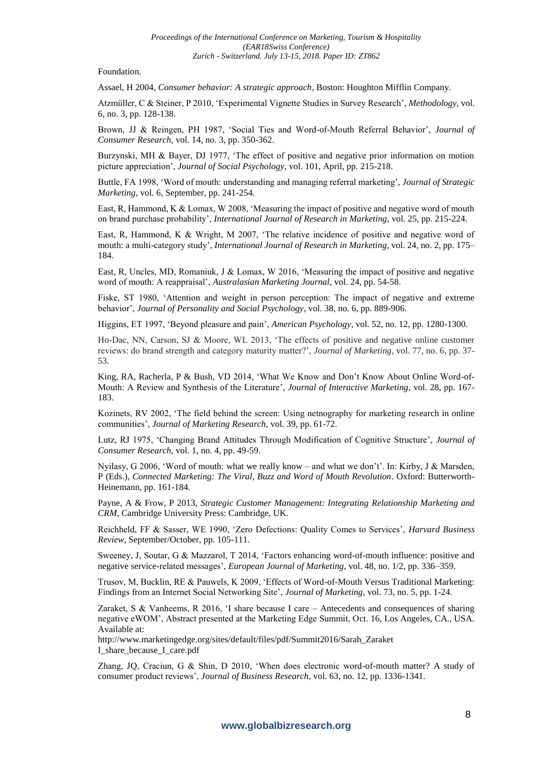Foundation.

Assael, H 2004, *Consumer behavior: A strategic approach*, Boston: Houghton Mifflin Company.

Atzmüller, C & Steiner, P 2010, 'Experimental Vignette Studies in Survey Research', *Methodology*, vol. 6, no. 3, pp. 128-138.

Brown, JJ & Reingen, PH 1987, 'Social Ties and Word-of-Mouth Referral Behavior', *Journal of Consumer Research*, vol. 14, no. 3, pp. 350-362.

Burzynski, MH & Bayer, DJ 1977, 'The effect of positive and negative prior information on motion picture appreciation', *Journal of Social Psychology*, vol. 101, April, pp. 215-218.

Buttle, FA 1998, 'Word of mouth: understanding and managing referral marketing', *Journal of Strategic Marketing*, vol. 6, September, pp. 241-254.

East, R, Hammond, K & Lomax, W 2008, 'Measuring the impact of positive and negative word of mouth on brand purchase probability', *International Journal of Research in Marketing*, vol. 25, pp. 215-224.

East, R, Hammond, K & Wright, M 2007, 'The relative incidence of positive and negative word of mouth: a multi-category study', *International Journal of Research in Marketing*, vol. 24, no. 2, pp. 175–184.

East, R, Uncles, MD, Romaniuk, J & Lomax, W 2016, 'Measuring the impact of positive and negative word of mouth: A reappraisal', *Australasian Marketing Journal*, vol. 24, pp. 54-58.

Fiske, ST 1980, 'Attention and weight in person perception: The impact of negative and extreme behavior', *Journal of Personality and Social Psychology*, vol. 38, no. 6, pp. 889-906.

Higgins, ET 1997, 'Beyond pleasure and pain', *American Psychology*, vol. 52, no. 12, pp. 1280-1300.

Ho-Dac, NN, Carson, SJ & Moore, WL 2013, 'The effects of positive and negative online customer reviews: do brand strength and category maturity matter?', *Journal of Marketing*, vol. 77, no. 6, pp. 37-53.

King, RA, Racherla, P & Bush, VD 2014, 'What We Know and Don't Know About Online Word-of-Mouth: A Review and Synthesis of the Literature', *Journal of Interactive Marketing*, vol. 28, pp. 167-183.

Kozinets, RV 2002, 'The field behind the screen: Using netnography for marketing research in online communities', *Journal of Marketing Research*, vol. 39, pp. 61-72.

Lutz, RJ 1975, 'Changing Brand Attitudes Through Modification of Cognitive Structure', *Journal of Consumer Research*, vol. 1, no. 4, pp. 49-59.

Nyilasy, G 2006, 'Word of mouth: what we really know – and what we don't'. In: Kirby, J & Marsden, P (Eds.), *Connected Marketing: The Viral, Buzz and Word of Mouth Revolution*. Oxford: Butterworth-Heinemann, pp. 161-184.

Payne, A & Frow, P 2013, *Strategic Customer Management: Integrating Relationship Marketing and CRM*, Cambridge University Press: Cambridge, UK.

Reichheld, FF & Sasser, WE 1990, 'Zero Defections: Quality Comes to Services', *Harvard Business Review*, September/October, pp. 105-111.

Sweeney, J, Soutar, G & Mazzarol, T 2014, 'Factors enhancing word-of-mouth influence: positive and negative service-related messages', *European Journal of Marketing*, vol. 48, no. 1/2, pp. 336–359.

Trusov, M, Bucklin, RE & Pauwels, K 2009, 'Effects of Word-of-Mouth Versus Traditional Marketing: Findings from an Internet Social Networking Site', *Journal of Marketing*, vol. 73, no. 5, pp. 1-24.

Zaraket, S & Vanheems, R 2016, 'I share because I care – Antecedents and consequences of sharing negative eWOM', Abstract presented at the Marketing Edge Summit, Oct. 16, Los Angeles, CA., USA. Available at:
http://www.marketingedge.org/sites/default/files/pdf/Summit2016/Sarah_Zaraket I_share_because_I_care.pdf

Zhang, JQ, Craciun, G & Shin, D 2010, 'When does electronic word-of-mouth matter? A study of consumer product reviews', *Journal of Business Research*, vol. 63, no. 12, pp. 1336-1341.